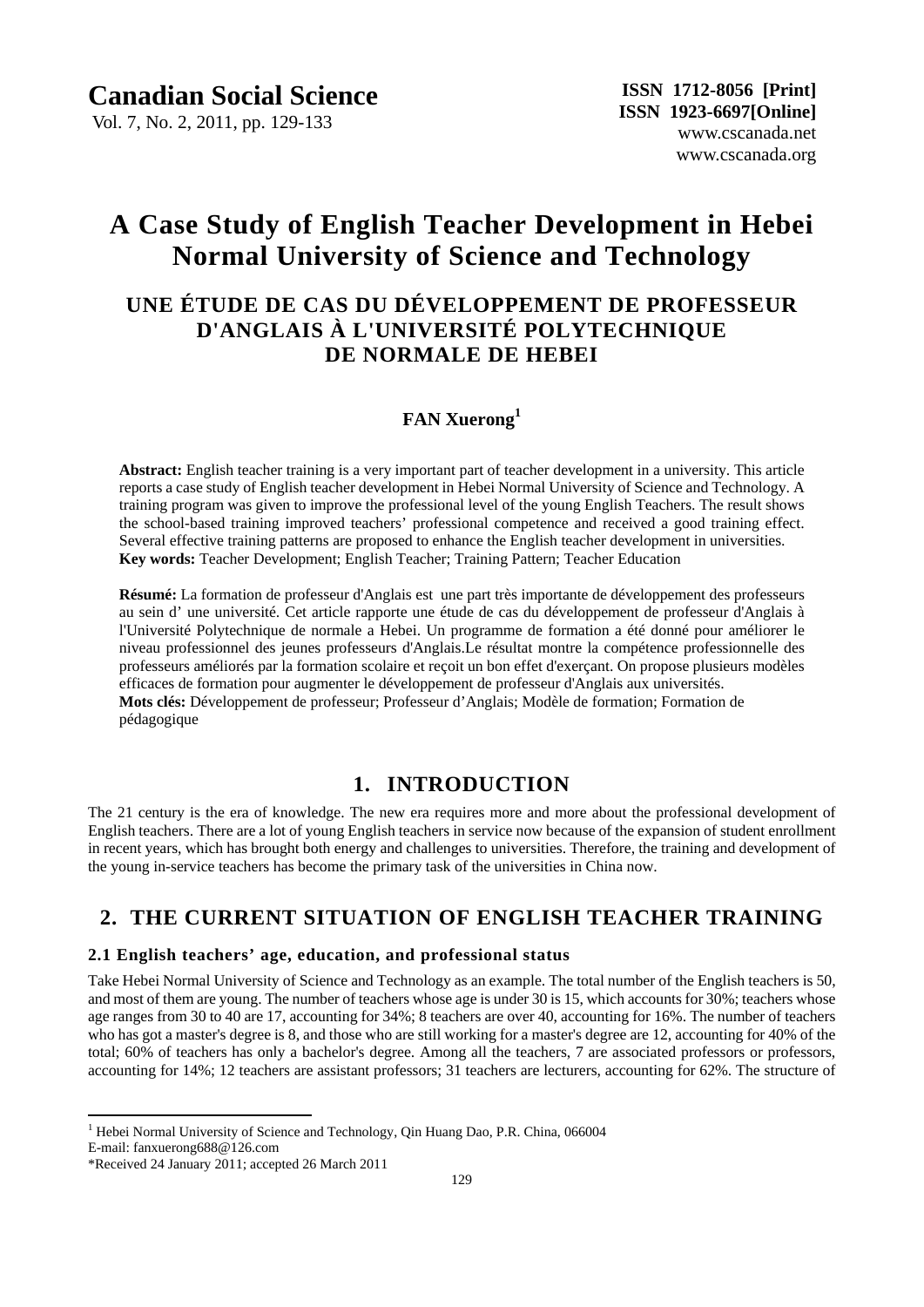# A Case Study of English Teacher Development in Hebei Normal University of Science and Technology

## UNE ÉTUDE DE CAS DU DÉVELOPPEMENT DE PROFESSEUR D'ANGLAIS À L'UNIVERSITÉ POLYTECHNIQUE DE NORMALE DE HEBEI

**FAN Xuerong**[1]

**Abstract:** English teacher training is a very important part of teacher development in a university. This article reports a case study of English teacher development in Hebei Normal University of Science and Technology. A training program was given to improve the professional level of the young English Teachers. The result shows the school-based training improved teachers' professional competence and received a good training effect. Several effective training patterns are proposed to enhance the English teacher development in universities.

**Key words:** Teacher Development; English Teacher; Training Pattern; Teacher Education

**Résumé:** La formation de professeur d'Anglais est une part très importante de développement des professeurs au sein d' une université. Cet article rapporte une étude de cas du développement de professeur d'Anglais à l'Université Polytechnique de normale a Hebei. Un programme de formation a été donné pour améliorer le niveau professionnel des jeunes professeurs d'Anglais.Le résultat montre la compétence professionnelle des professeurs améliorés par la formation scolaire et reçoit un bon effet d'exerçant. On propose plusieurs modèles efficaces de formation pour augmenter le développement de professeur d'Anglais aux universités.

**Mots clés:** Développement de professeur; Professeur d'Anglais; Modèle de formation; Formation de pédagogique

## 1. INTRODUCTION

The 21 century is the era of knowledge. The new era requires more and more about the professional development of English teachers. There are a lot of young English teachers in service now because of the expansion of student enrollment in recent years, which has brought both energy and challenges to universities. Therefore, the training and development of the young in-service teachers has become the primary task of the universities in China now.

## 2. THE CURRENT SITUATION OF ENGLISH TEACHER TRAINING

### 2.1 English teachers' age, education, and professional status

Take Hebei Normal University of Science and Technology as an example. The total number of the English teachers is 50, and most of them are young. The number of teachers whose age is under 30 is 15, which accounts for 30%; teachers whose age ranges from 30 to 40 are 17, accounting for 34%; 8 teachers are over 40, accounting for 16%. The number of teachers who has got a master's degree is 8, and those who are still working for a master's degree are 12, accounting for 40% of the total; 60% of teachers has only a bachelor's degree. Among all the teachers, 7 are associated professors or professors, accounting for 14%; 12 teachers are assistant professors; 31 teachers are lecturers, accounting for 62%. The structure of

---

[1] Hebei Normal University of Science and Technology, Qin Huang Dao, P.R. China, 066004
E-mail: fanxuerong688@126.com

*Received 24 January 2011; accepted 26 March 2011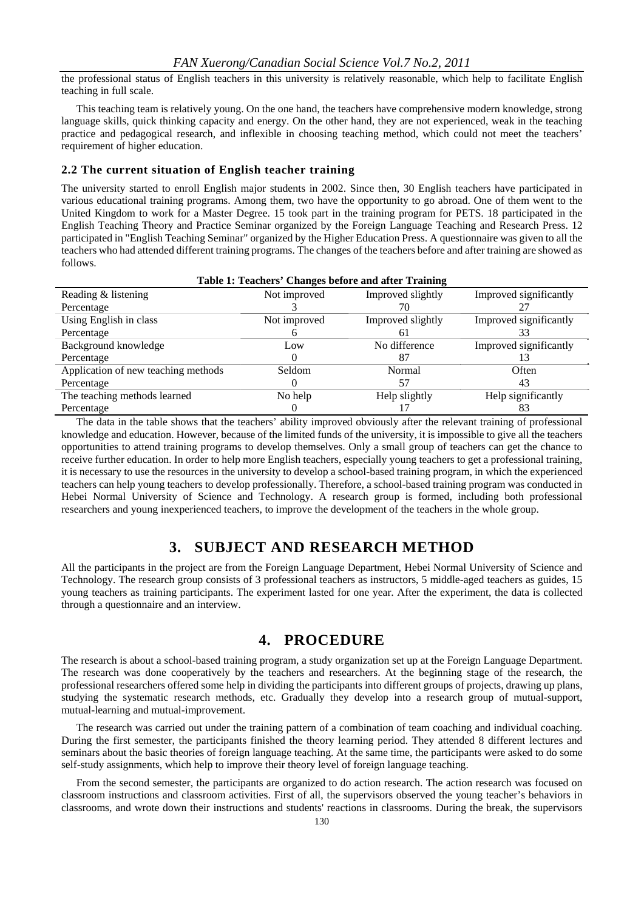the professional status of English teachers in this university is relatively reasonable, which help to facilitate English teaching in full scale.

This teaching team is relatively young. On the one hand, the teachers have comprehensive modern knowledge, strong language skills, quick thinking capacity and energy. On the other hand, they are not experienced, weak in the teaching practice and pedagogical research, and inflexible in choosing teaching method, which could not meet the teachers' requirement of higher education.

### 2.2 The current situation of English teacher training

The university started to enroll English major students in 2002. Since then, 30 English teachers have participated in various educational training programs. Among them, two have the opportunity to go abroad. One of them went to the United Kingdom to work for a Master Degree. 15 took part in the training program for PETS. 18 participated in the English Teaching Theory and Practice Seminar organized by the Foreign Language Teaching and Research Press. 12 participated in "English Teaching Seminar" organized by the Higher Education Press. A questionnaire was given to all the teachers who had attended different training programs. The changes of the teachers before and after training are showed as follows.

**Table 1: Teachers' Changes before and after Training**

| Reading & listening | Not improved | Improved slightly | Improved significantly |
|---|---|---|---|
| Percentage | 3 | 70 | 27 |
| Using English in class | Not improved | Improved slightly | Improved significantly |
| Percentage | 6 | 61 | 33 |
| Background knowledge | Low | No difference | Improved significantly |
| Percentage | 0 | 87 | 13 |
| Application of new teaching methods | Seldom | Normal | Often |
| Percentage | 0 | 57 | 43 |
| The teaching methods learned | No help | Help slightly | Help significantly |
| Percentage | 0 | 17 | 83 |

The data in the table shows that the teachers' ability improved obviously after the relevant training of professional knowledge and education. However, because of the limited funds of the university, it is impossible to give all the teachers opportunities to attend training programs to develop themselves. Only a small group of teachers can get the chance to receive further education. In order to help more English teachers, especially young teachers to get a professional training, it is necessary to use the resources in the university to develop a school-based training program, in which the experienced teachers can help young teachers to develop professionally. Therefore, a school-based training program was conducted in Hebei Normal University of Science and Technology. A research group is formed, including both professional researchers and young inexperienced teachers, to improve the development of the teachers in the whole group.

## 3. SUBJECT AND RESEARCH METHOD

All the participants in the project are from the Foreign Language Department, Hebei Normal University of Science and Technology. The research group consists of 3 professional teachers as instructors, 5 middle-aged teachers as guides, 15 young teachers as training participants. The experiment lasted for one year. After the experiment, the data is collected through a questionnaire and an interview.

## 4. PROCEDURE

The research is about a school-based training program, a study organization set up at the Foreign Language Department. The research was done cooperatively by the teachers and researchers. At the beginning stage of the research, the professional researchers offered some help in dividing the participants into different groups of projects, drawing up plans, studying the systematic research methods, etc. Gradually they develop into a research group of mutual-support, mutual-learning and mutual-improvement.

The research was carried out under the training pattern of a combination of team coaching and individual coaching. During the first semester, the participants finished the theory learning period. They attended 8 different lectures and seminars about the basic theories of foreign language teaching. At the same time, the participants were asked to do some self-study assignments, which help to improve their theory level of foreign language teaching.

From the second semester, the participants are organized to do action research. The action research was focused on classroom instructions and classroom activities. First of all, the supervisors observed the young teacher's behaviors in classrooms, and wrote down their instructions and students' reactions in classrooms. During the break, the supervisors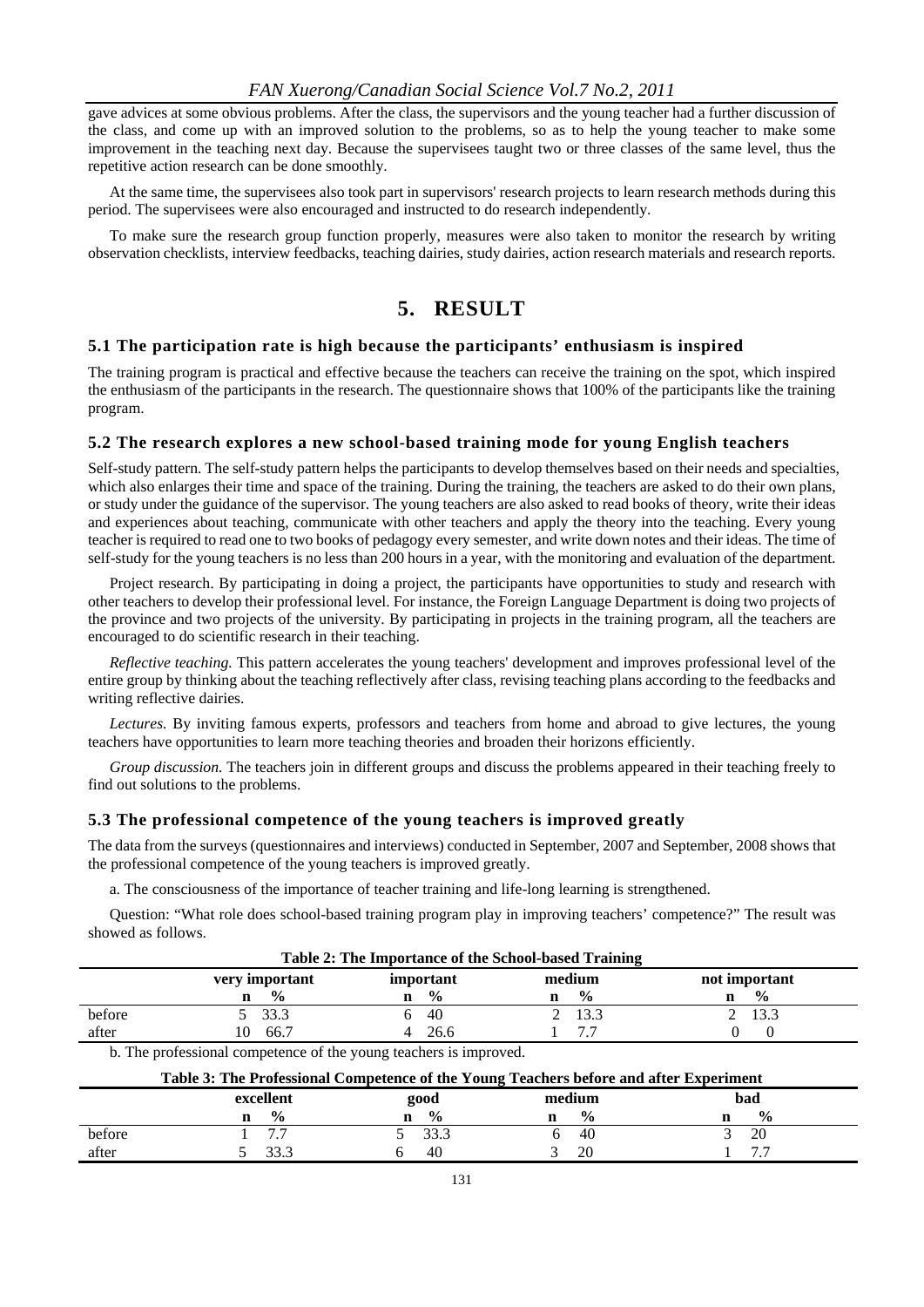gave advices at some obvious problems. After the class, the supervisors and the young teacher had a further discussion of the class, and come up with an improved solution to the problems, so as to help the young teacher to make some improvement in the teaching next day. Because the supervisees taught two or three classes of the same level, thus the repetitive action research can be done smoothly.

At the same time, the supervisees also took part in supervisors' research projects to learn research methods during this period. The supervisees were also encouraged and instructed to do research independently.

To make sure the research group function properly, measures were also taken to monitor the research by writing observation checklists, interview feedbacks, teaching dairies, study dairies, action research materials and research reports.

# 5. RESULT

### 5.1 The participation rate is high because the participants' enthusiasm is inspired

The training program is practical and effective because the teachers can receive the training on the spot, which inspired the enthusiasm of the participants in the research. The questionnaire shows that 100% of the participants like the training program.

### 5.2 The research explores a new school-based training mode for young English teachers

Self-study pattern. The self-study pattern helps the participants to develop themselves based on their needs and specialties, which also enlarges their time and space of the training. During the training, the teachers are asked to do their own plans, or study under the guidance of the supervisor. The young teachers are also asked to read books of theory, write their ideas and experiences about teaching, communicate with other teachers and apply the theory into the teaching. Every young teacher is required to read one to two books of pedagogy every semester, and write down notes and their ideas. The time of self-study for the young teachers is no less than 200 hours in a year, with the monitoring and evaluation of the department.

Project research. By participating in doing a project, the participants have opportunities to study and research with other teachers to develop their professional level. For instance, the Foreign Language Department is doing two projects of the province and two projects of the university. By participating in projects in the training program, all the teachers are encouraged to do scientific research in their teaching.

*Reflective teaching.* This pattern accelerates the young teachers' development and improves professional level of the entire group by thinking about the teaching reflectively after class, revising teaching plans according to the feedbacks and writing reflective dairies.

*Lectures.* By inviting famous experts, professors and teachers from home and abroad to give lectures, the young teachers have opportunities to learn more teaching theories and broaden their horizons efficiently.

*Group discussion.* The teachers join in different groups and discuss the problems appeared in their teaching freely to find out solutions to the problems.

### 5.3 The professional competence of the young teachers is improved greatly

The data from the surveys (questionnaires and interviews) conducted in September, 2007 and September, 2008 shows that the professional competence of the young teachers is improved greatly.

a. The consciousness of the importance of teacher training and life-long learning is strengthened.

Question: "What role does school-based training program play in improving teachers' competence?" The result was showed as follows.

**Table 2: The Importance of the School-based Training**

| | very important | | important | | medium | | not important | |
|---|---|---|---|---|---|---|---|---|
| | n | % | n | % | n | % | n | % |
| before | 5 | 33.3 | 6 | 40 | 2 | 13.3 | 2 | 13.3 |
| after | 10 | 66.7 | 4 | 26.6 | 1 | 7.7 | 0 | 0 |

b. The professional competence of the young teachers is improved.

**Table 3: The Professional Competence of the Young Teachers before and after Experiment**

| | excellent | | good | | medium | | bad | |
|---|---|---|---|---|---|---|---|---|
| | n | % | n | % | n | % | n | % |
| before | 1 | 7.7 | 5 | 33.3 | 6 | 40 | 3 | 20 |
| after | 5 | 33.3 | 6 | 40 | 3 | 20 | 1 | 7.7 |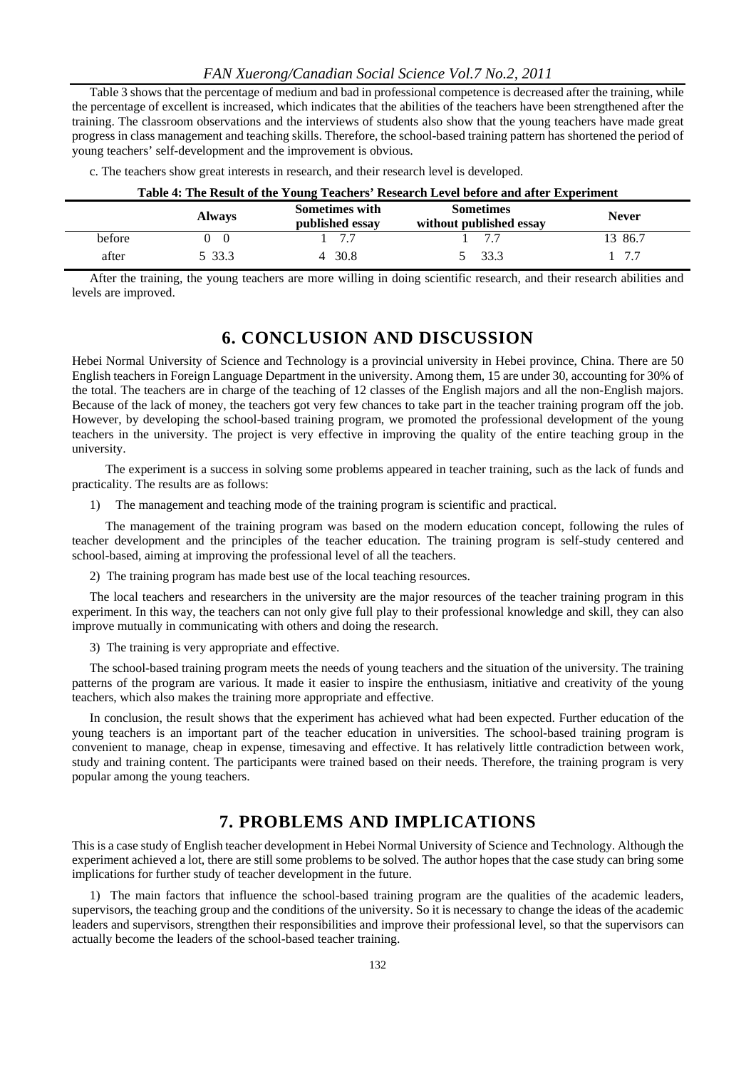Table 3 shows that the percentage of medium and bad in professional competence is decreased after the training, while the percentage of excellent is increased, which indicates that the abilities of the teachers have been strengthened after the training. The classroom observations and the interviews of students also show that the young teachers have made great progress in class management and teaching skills. Therefore, the school-based training pattern has shortened the period of young teachers' self-development and the improvement is obvious.

c. The teachers show great interests in research, and their research level is developed.

**Table 4: The Result of the Young Teachers' Research Level before and after Experiment**

| | Always | Sometimes with published essay | Sometimes without published essay | Never |
|---|---|---|---|---|
| before | 0 0 | 1 7.7 | 1 7.7 | 13 86.7 |
| after | 5 33.3 | 4 30.8 | 5 33.3 | 1 7.7 |

After the training, the young teachers are more willing in doing scientific research, and their research abilities and levels are improved.

## 6. CONCLUSION AND DISCUSSION

Hebei Normal University of Science and Technology is a provincial university in Hebei province, China. There are 50 English teachers in Foreign Language Department in the university. Among them, 15 are under 30, accounting for 30% of the total. The teachers are in charge of the teaching of 12 classes of the English majors and all the non-English majors. Because of the lack of money, the teachers got very few chances to take part in the teacher training program off the job. However, by developing the school-based training program, we promoted the professional development of the young teachers in the university. The project is very effective in improving the quality of the entire teaching group in the university.

The experiment is a success in solving some problems appeared in teacher training, such as the lack of funds and practicality. The results are as follows:

1) The management and teaching mode of the training program is scientific and practical.

The management of the training program was based on the modern education concept, following the rules of teacher development and the principles of the teacher education. The training program is self-study centered and school-based, aiming at improving the professional level of all the teachers.

2) The training program has made best use of the local teaching resources.

The local teachers and researchers in the university are the major resources of the teacher training program in this experiment. In this way, the teachers can not only give full play to their professional knowledge and skill, they can also improve mutually in communicating with others and doing the research.

3) The training is very appropriate and effective.

The school-based training program meets the needs of young teachers and the situation of the university. The training patterns of the program are various. It made it easier to inspire the enthusiasm, initiative and creativity of the young teachers, which also makes the training more appropriate and effective.

In conclusion, the result shows that the experiment has achieved what had been expected. Further education of the young teachers is an important part of the teacher education in universities. The school-based training program is convenient to manage, cheap in expense, timesaving and effective. It has relatively little contradiction between work, study and training content. The participants were trained based on their needs. Therefore, the training program is very popular among the young teachers.

## 7. PROBLEMS AND IMPLICATIONS

This is a case study of English teacher development in Hebei Normal University of Science and Technology. Although the experiment achieved a lot, there are still some problems to be solved. The author hopes that the case study can bring some implications for further study of teacher development in the future.

1) The main factors that influence the school-based training program are the qualities of the academic leaders, supervisors, the teaching group and the conditions of the university. So it is necessary to change the ideas of the academic leaders and supervisors, strengthen their responsibilities and improve their professional level, so that the supervisors can actually become the leaders of the school-based teacher training.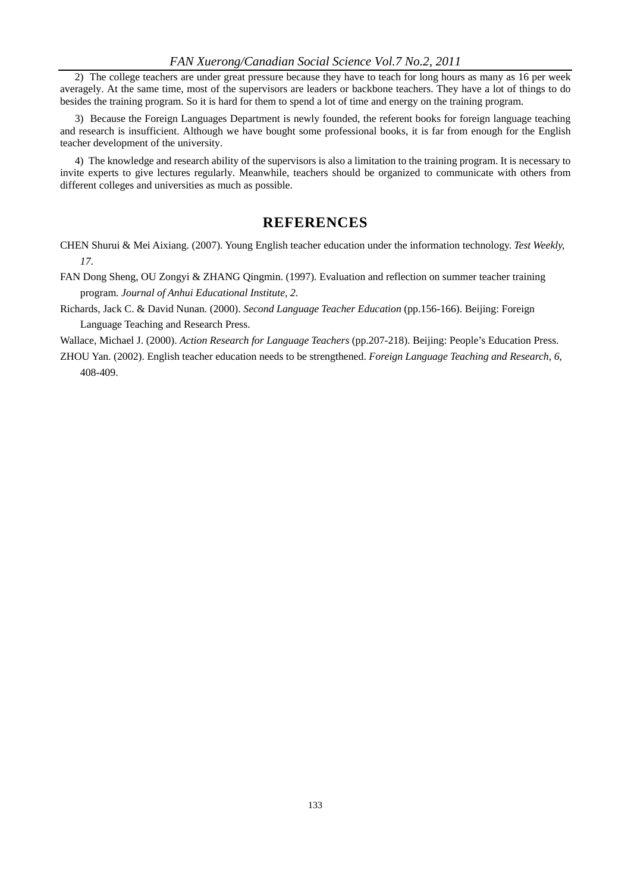2) The college teachers are under great pressure because they have to teach for long hours as many as 16 per week averagely. At the same time, most of the supervisors are leaders or backbone teachers. They have a lot of things to do besides the training program. So it is hard for them to spend a lot of time and energy on the training program.

3) Because the Foreign Languages Department is newly founded, the referent books for foreign language teaching and research is insufficient. Although we have bought some professional books, it is far from enough for the English teacher development of the university.

4) The knowledge and research ability of the supervisors is also a limitation to the training program. It is necessary to invite experts to give lectures regularly. Meanwhile, teachers should be organized to communicate with others from different colleges and universities as much as possible.

## REFERENCES

CHEN Shurui & Mei Aixiang. (2007). Young English teacher education under the information technology. *Test Weekly, 17*.

FAN Dong Sheng, OU Zongyi & ZHANG Qingmin. (1997). Evaluation and reflection on summer teacher training program. *Journal of Anhui Educational Institute, 2*.

Richards, Jack C. & David Nunan. (2000). *Second Language Teacher Education* (pp.156-166). Beijing: Foreign Language Teaching and Research Press.

Wallace, Michael J. (2000). *Action Research for Language Teachers* (pp.207-218). Beijing: People's Education Press.

ZHOU Yan. (2002). English teacher education needs to be strengthened. *Foreign Language Teaching and Research*, *6*, 408-409.